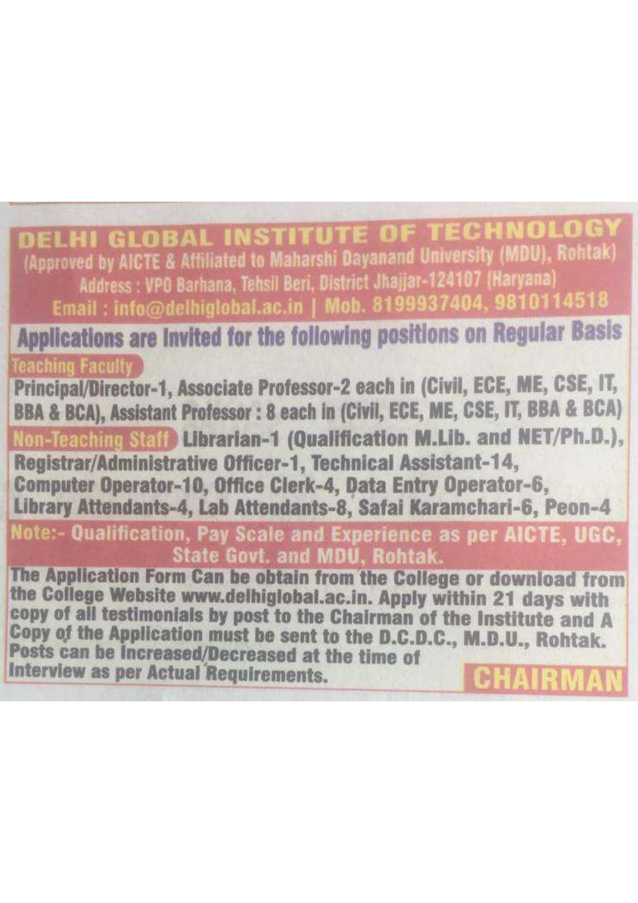# DELHI GLOBAL INSTITUTE OF TECHNOLOGY

(Approved by AICTE & Affiliated to Maharshi Dayanand University (MDU), Rohtak)

Address : VPO Barhana, Tehsil Beri, District Jhajjar-124107 (Haryana)

Email : info@delhiglobal.ac.in | Mob. 8199937404, 9810114518

## Applications are Invited for the following positions on Regular Basis

**Teaching Faculty**

**Principal/Director-1, Associate Professor-2 each in (Civil, ECE, ME, CSE, IT, BBA & BCA), Assistant Professor : 8 each in (Civil, ECE, ME, CSE, IT, BBA & BCA)**

**Non-Teaching Staff** **Librarian-1 (Qualification M.Lib. and NET/Ph.D.), Registrar/Administrative Officer-1, Technical Assistant-14, Computer Operator-10, Office Clerk-4, Data Entry Operator-6, Library Attendants-4, Lab Attendants-8, Safai Karamchari-6, Peon-4**

**Note:- Qualification, Pay Scale and Experience as per AICTE, UGC, State Govt. and MDU, Rohtak.**

**The Application Form Can be obtain from the College or download from the College Website www.delhiglobal.ac.in. Apply within 21 days with copy of all testimonials by post to the Chairman of the Institute and A Copy of the Application must be sent to the D.C.D.C., M.D.U., Rohtak. Posts can be Increased/Decreased at the time of Interview as per Actual Requirements.**

**CHAIRMAN**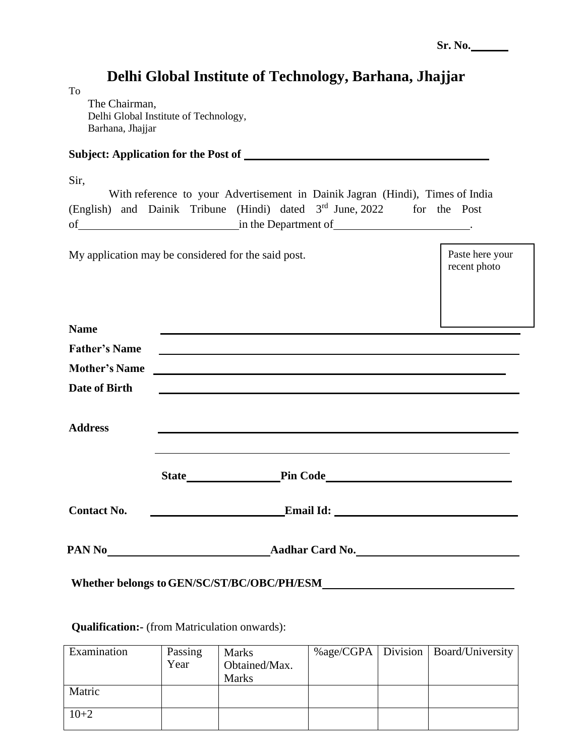Sr. No.______

# Delhi Global Institute of Technology, Barhana, Jhajjar

To

The Chairman,
Delhi Global Institute of Technology,
Barhana, Jhajjar

**Subject: Application for the Post of** ________________________________

Sir,

With reference to your Advertisement in Dainik Jagran (Hindi), Times of India (English) and Dainik Tribune (Hindi) dated 3rd June, 2022 for the Post of____________________ in the Department of________________.

My application may be considered for the said post.

Paste here your recent photo

**Name** ________________________________________________

**Father's Name** ________________________________________________

**Mother's Name** ________________________________________________

**Date of Birth** ________________________________________________

**Address** ________________________________________________

________________________________________________

**State**____________ **Pin Code**______________________

**Contact No.** ________________ **Email Id:** ______________________

**PAN No**____________________ **Aadhar Card No.**____________________

**Whether belongs to GEN/SC/ST/BC/OBC/PH/ESM**______________________

**Qualification:-** (from Matriculation onwards):

| Examination | Passing Year | Marks Obtained/Max. Marks | %age/CGPA | Division | Board/University |
|---|---|---|---|---|---|
| Matric | | | | | |
| 10+2 | | | | | |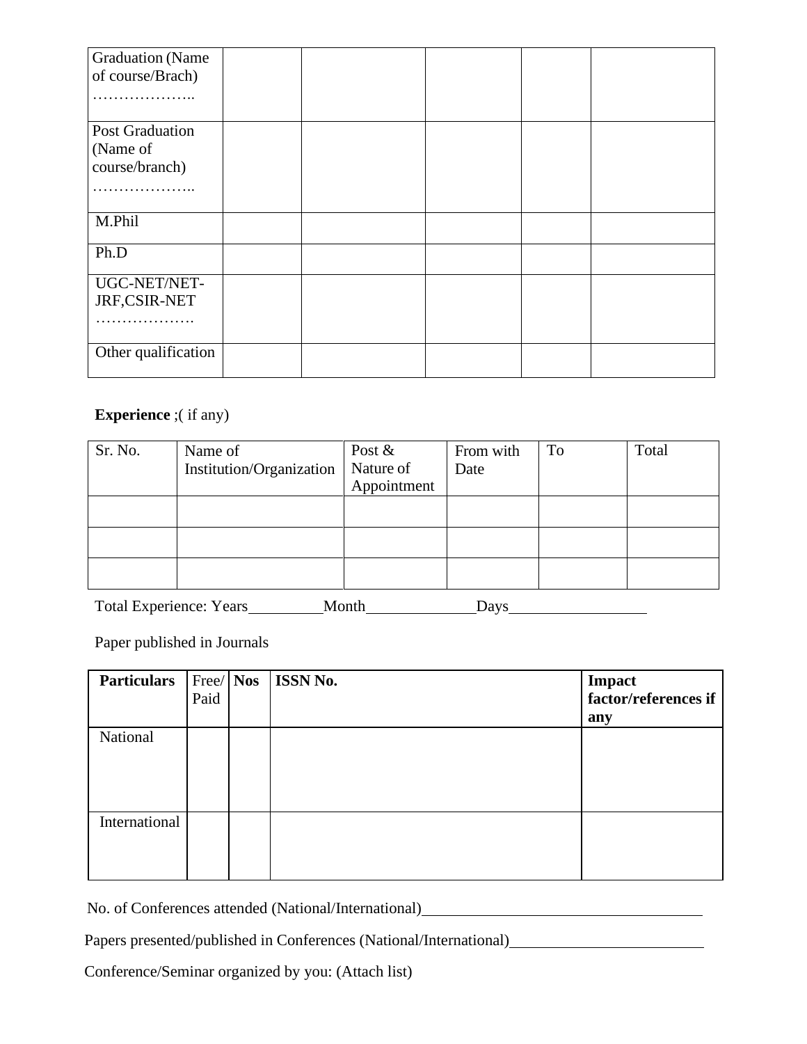| Graduation (Name of course/Brach) ……………….. | | | | | |
|---|---|---|---|---|---|
| Post Graduation (Name of course/branch) ……………….. | | | | | |
| M.Phil | | | | | |
| Ph.D | | | | | |
| UGC-NET/NET-JRF,CSIR-NET ………………. | | | | | |
| Other qualification | | | | | |

**Experience** ;( if any)

| Sr. No. | Name of Institution/Organization | Post & Nature of Appointment | From with Date | To | Total |
|---|---|---|---|---|---|
| | | | | | |
| | | | | | |
| | | | | | |

Total Experience: Years__________Month______________Days__________________

Paper published in Journals

| **Particulars** | Free/ Paid | **Nos** | **ISSN No.** | **Impact factor/references if any** |
|---|---|---|---|---|
| National | | | | |
| International | | | | |

No. of Conferences attended (National/International)_____________________________________

Papers presented/published in Conferences (National/International)__________________________

Conference/Seminar organized by you: (Attach list)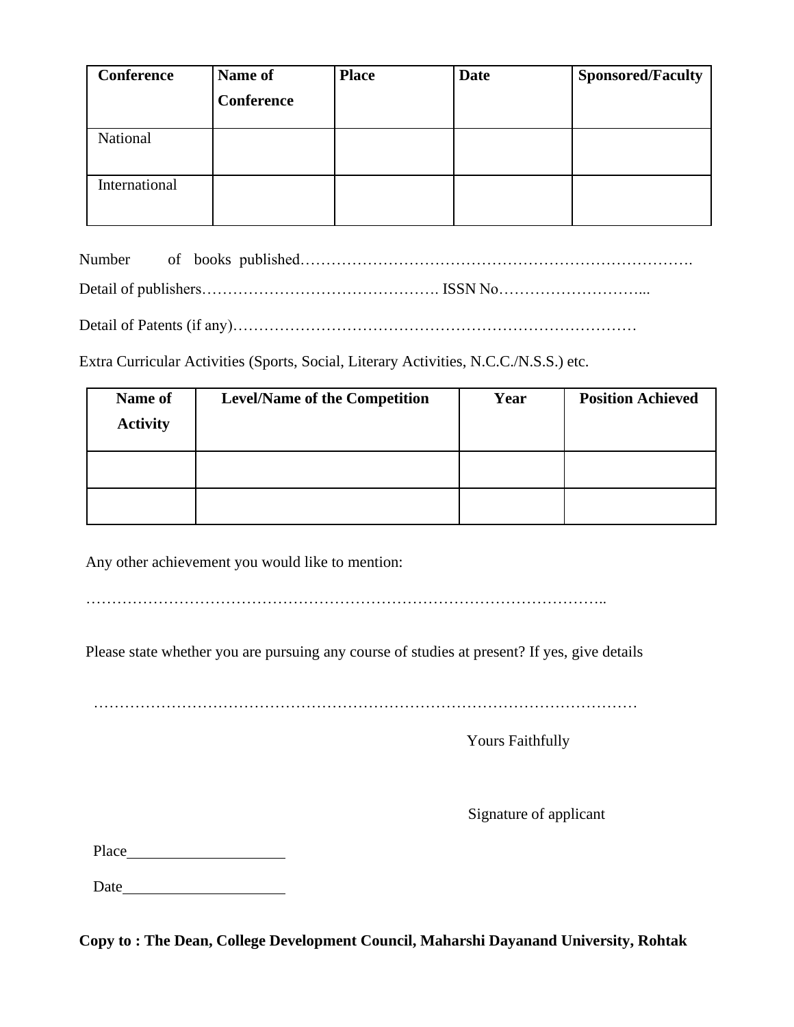| Conference | Name of Conference | Place | Date | Sponsored/Faculty |
|---|---|---|---|---|
| National | | | | |
| International | | | | |

Number of books published……………………………………………………………….

Detail of publishers………………………………………. ISSN No………………………...

Detail of Patents (if any)……………………………………………………………………

Extra Curricular Activities (Sports, Social, Literary Activities, N.C.C./N.S.S.) etc.

| Name of Activity | Level/Name of the Competition | Year | Position Achieved |
|---|---|---|---|
| | | | |
| | | | |

Any other achievement you would like to mention:

………………………………………………………………………………………..

Please state whether you are pursuing any course of studies at present? If yes, give details

…………………………………………………………………………………………

Yours Faithfully

Signature of applicant

Place____________________

Date_____________________

**Copy to : The Dean, College Development Council, Maharshi Dayanand University, Rohtak**